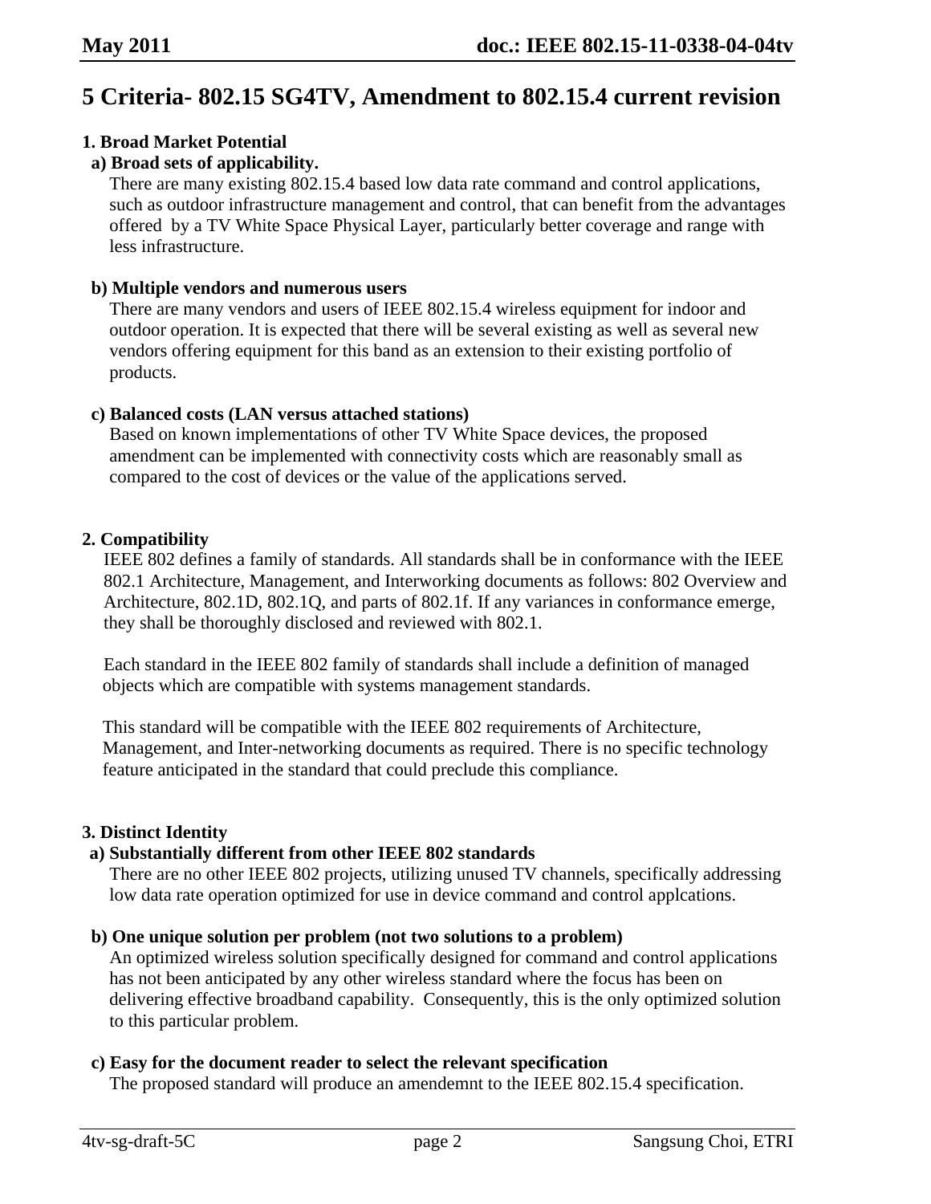# 5 Criteria- 802.15 SG4TV, Amendment to 802.15.4 current revision

## 1. Broad Market Potential

### a) Broad sets of applicability.

There are many existing 802.15.4 based low data rate command and control applications, such as outdoor infrastructure management and control, that can benefit from the advantages offered by a TV White Space Physical Layer, particularly better coverage and range with less infrastructure.

### b) Multiple vendors and numerous users

There are many vendors and users of IEEE 802.15.4 wireless equipment for indoor and outdoor operation. It is expected that there will be several existing as well as several new vendors offering equipment for this band as an extension to their existing portfolio of products.

### c) Balanced costs (LAN versus attached stations)

Based on known implementations of other TV White Space devices, the proposed amendment can be implemented with connectivity costs which are reasonably small as compared to the cost of devices or the value of the applications served.

## 2. Compatibility

IEEE 802 defines a family of standards. All standards shall be in conformance with the IEEE 802.1 Architecture, Management, and Interworking documents as follows: 802 Overview and Architecture, 802.1D, 802.1Q, and parts of 802.1f. If any variances in conformance emerge, they shall be thoroughly disclosed and reviewed with 802.1.

Each standard in the IEEE 802 family of standards shall include a definition of managed objects which are compatible with systems management standards.

This standard will be compatible with the IEEE 802 requirements of Architecture, Management, and Inter-networking documents as required. There is no specific technology feature anticipated in the standard that could preclude this compliance.

## 3. Distinct Identity

### a) Substantially different from other IEEE 802 standards

There are no other IEEE 802 projects, utilizing unused TV channels, specifically addressing low data rate operation optimized for use in device command and control applcations.

### b) One unique solution per problem (not two solutions to a problem)

An optimized wireless solution specifically designed for command and control applications has not been anticipated by any other wireless standard where the focus has been on delivering effective broadband capability. Consequently, this is the only optimized solution to this particular problem.

### c) Easy for the document reader to select the relevant specification

The proposed standard will produce an amendemnt to the IEEE 802.15.4 specification.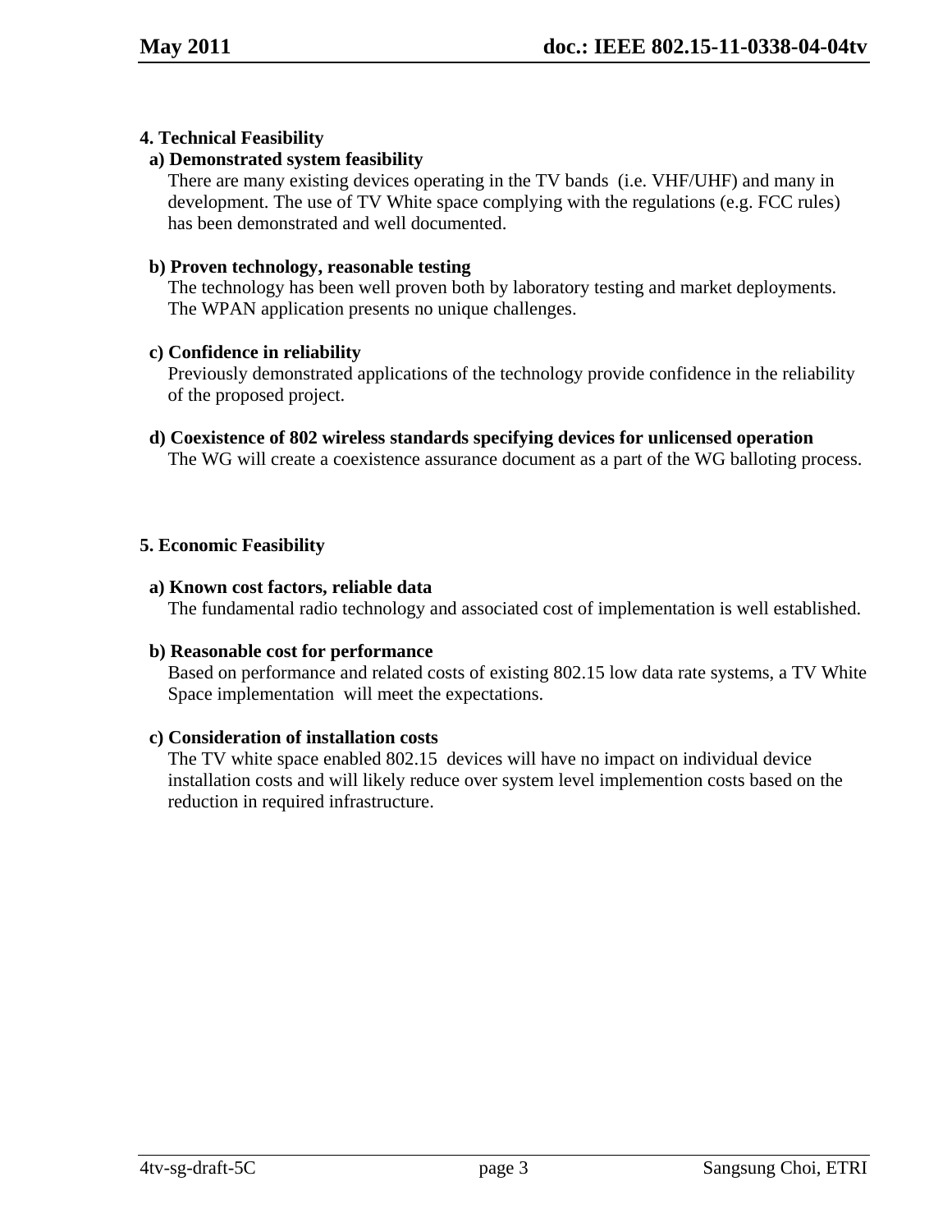## 4. Technical Feasibility

**a) Demonstrated system feasibility**

There are many existing devices operating in the TV bands (i.e. VHF/UHF) and many in development. The use of TV White space complying with the regulations (e.g. FCC rules) has been demonstrated and well documented.

**b) Proven technology, reasonable testing**

The technology has been well proven both by laboratory testing and market deployments. The WPAN application presents no unique challenges.

**c) Confidence in reliability**

Previously demonstrated applications of the technology provide confidence in the reliability of the proposed project.

**d) Coexistence of 802 wireless standards specifying devices for unlicensed operation**

The WG will create a coexistence assurance document as a part of the WG balloting process.

## 5. Economic Feasibility

**a) Known cost factors, reliable data**

The fundamental radio technology and associated cost of implementation is well established.

**b) Reasonable cost for performance**

Based on performance and related costs of existing 802.15 low data rate systems, a TV White Space implementation will meet the expectations.

**c) Consideration of installation costs**

The TV white space enabled 802.15 devices will have no impact on individual device installation costs and will likely reduce over system level implemention costs based on the reduction in required infrastructure.